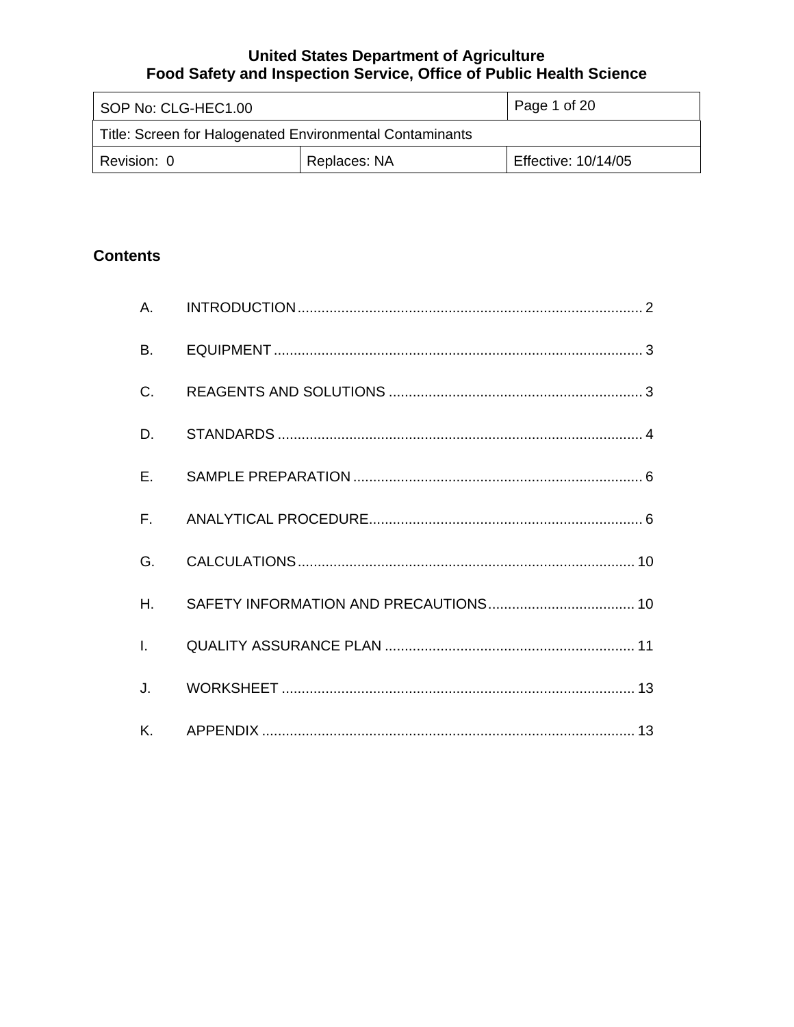**United States Department of Agriculture**
**Food Safety and Inspection Service, Office of Public Health Science**

| SOP No: CLG-HEC1.00 | | Page 1 of 20 |
|---|---|---|
| Title: Screen for Halogenated Environmental Contaminants | | |
| Revision: 0 | Replaces: NA | Effective: 10/14/05 |

## Contents

A. INTRODUCTION ........ 2

B. EQUIPMENT ........ 3

C. REAGENTS AND SOLUTIONS ........ 3

D. STANDARDS ........ 4

E. SAMPLE PREPARATION ........ 6

F. ANALYTICAL PROCEDURE ........ 6

G. CALCULATIONS ........ 10

H. SAFETY INFORMATION AND PRECAUTIONS ........ 10

I. QUALITY ASSURANCE PLAN ........ 11

J. WORKSHEET ........ 13

K. APPENDIX ........ 13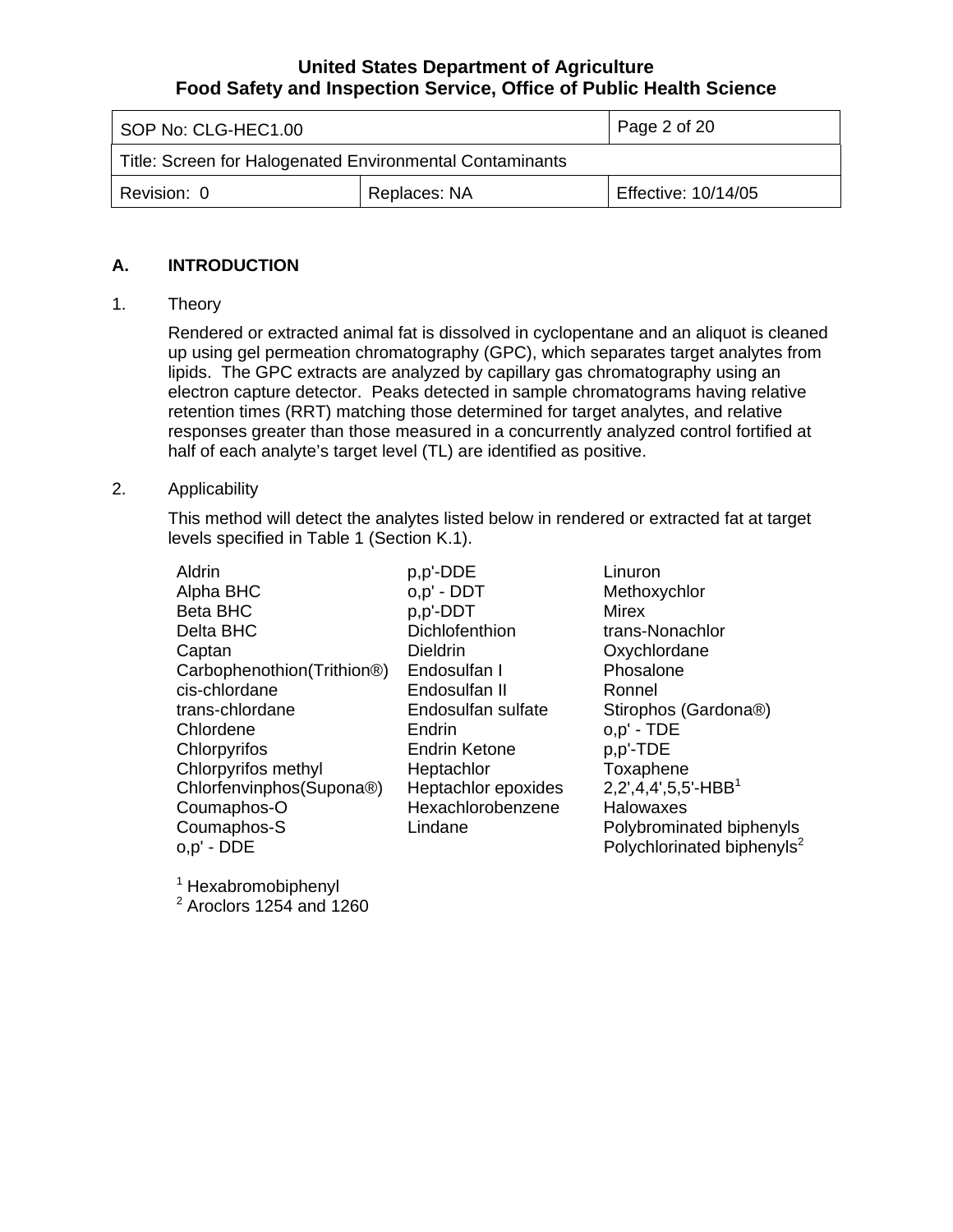## A. INTRODUCTION

1. Theory

   Rendered or extracted animal fat is dissolved in cyclopentane and an aliquot is cleaned up using gel permeation chromatography (GPC), which separates target analytes from lipids. The GPC extracts are analyzed by capillary gas chromatography using an electron capture detector. Peaks detected in sample chromatograms having relative retention times (RRT) matching those determined for target analytes, and relative responses greater than those measured in a concurrently analyzed control fortified at half of each analyte's target level (TL) are identified as positive.

2. Applicability

   This method will detect the analytes listed below in rendered or extracted fat at target levels specified in Table 1 (Section K.1).

| | | |
|---|---|---|
| Aldrin | p,p'-DDE | Linuron |
| Alpha BHC | o,p' - DDT | Methoxychlor |
| Beta BHC | p,p'-DDT | Mirex |
| Delta BHC | Dichlofenthion | trans-Nonachlor |
| Captan | Dieldrin | Oxychlordane |
| Carbophenothion(Trithion®) | Endosulfan I | Phosalone |
| cis-chlordane | Endosulfan II | Ronnel |
| trans-chlordane | Endosulfan sulfate | Stirophos (Gardona®) |
| Chlordene | Endrin | o,p' - TDE |
| Chlorpyrifos | Endrin Ketone | p,p'-TDE |
| Chlorpyrifos methyl | Heptachlor | Toxaphene |
| Chlorfenvinphos(Supona®) | Heptachlor epoxides | 2,2',4,4',5,5'-HBB[1] |
| Coumaphos-O | Hexachlorobenzene | Halowaxes |
| Coumaphos-S | Lindane | Polybrominated biphenyls |
| o,p' - DDE | | Polychlorinated biphenyls[2] |

[1] Hexabromobiphenyl
[2] Aroclors 1254 and 1260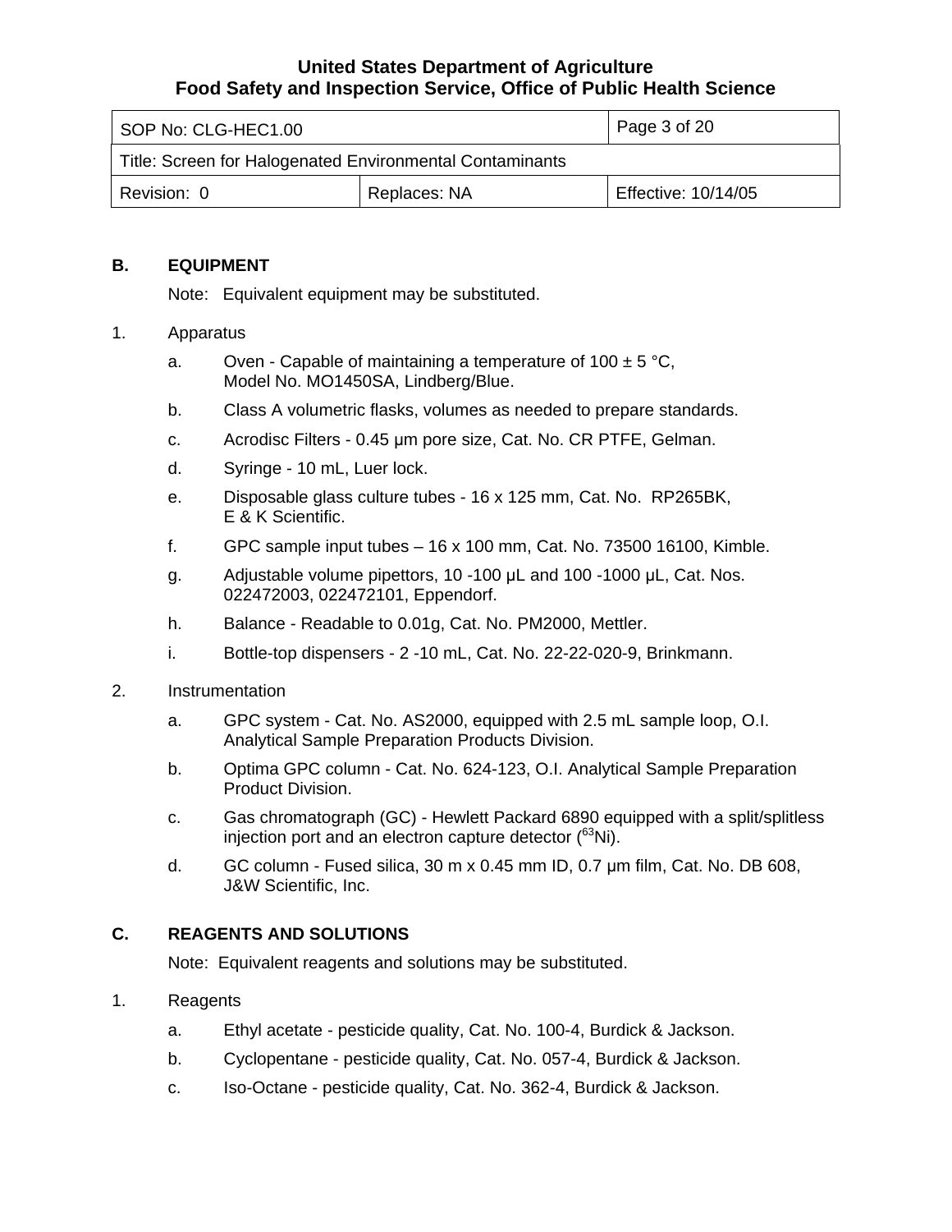## B. EQUIPMENT

Note: Equivalent equipment may be substituted.

1. Apparatus

   a. Oven - Capable of maintaining a temperature of 100 ± 5 °C, Model No. MO1450SA, Lindberg/Blue.

   b. Class A volumetric flasks, volumes as needed to prepare standards.

   c. Acrodisc Filters - 0.45 µm pore size, Cat. No. CR PTFE, Gelman.

   d. Syringe - 10 mL, Luer lock.

   e. Disposable glass culture tubes - 16 x 125 mm, Cat. No. RP265BK, E & K Scientific.

   f. GPC sample input tubes – 16 x 100 mm, Cat. No. 73500 16100, Kimble.

   g. Adjustable volume pipettors, 10 -100 µL and 100 -1000 µL, Cat. Nos. 022472003, 022472101, Eppendorf.

   h. Balance - Readable to 0.01g, Cat. No. PM2000, Mettler.

   i. Bottle-top dispensers - 2 -10 mL, Cat. No. 22-22-020-9, Brinkmann.

2. Instrumentation

   a. GPC system - Cat. No. AS2000, equipped with 2.5 mL sample loop, O.I. Analytical Sample Preparation Products Division.

   b. Optima GPC column - Cat. No. 624-123, O.I. Analytical Sample Preparation Product Division.

   c. Gas chromatograph (GC) - Hewlett Packard 6890 equipped with a split/splitless injection port and an electron capture detector ($^{63}Ni$).

   d. GC column - Fused silica, 30 m x 0.45 mm ID, 0.7 µm film, Cat. No. DB 608, J&W Scientific, Inc.

## C. REAGENTS AND SOLUTIONS

Note: Equivalent reagents and solutions may be substituted.

1. Reagents

   a. Ethyl acetate - pesticide quality, Cat. No. 100-4, Burdick & Jackson.

   b. Cyclopentane - pesticide quality, Cat. No. 057-4, Burdick & Jackson.

   c. Iso-Octane - pesticide quality, Cat. No. 362-4, Burdick & Jackson.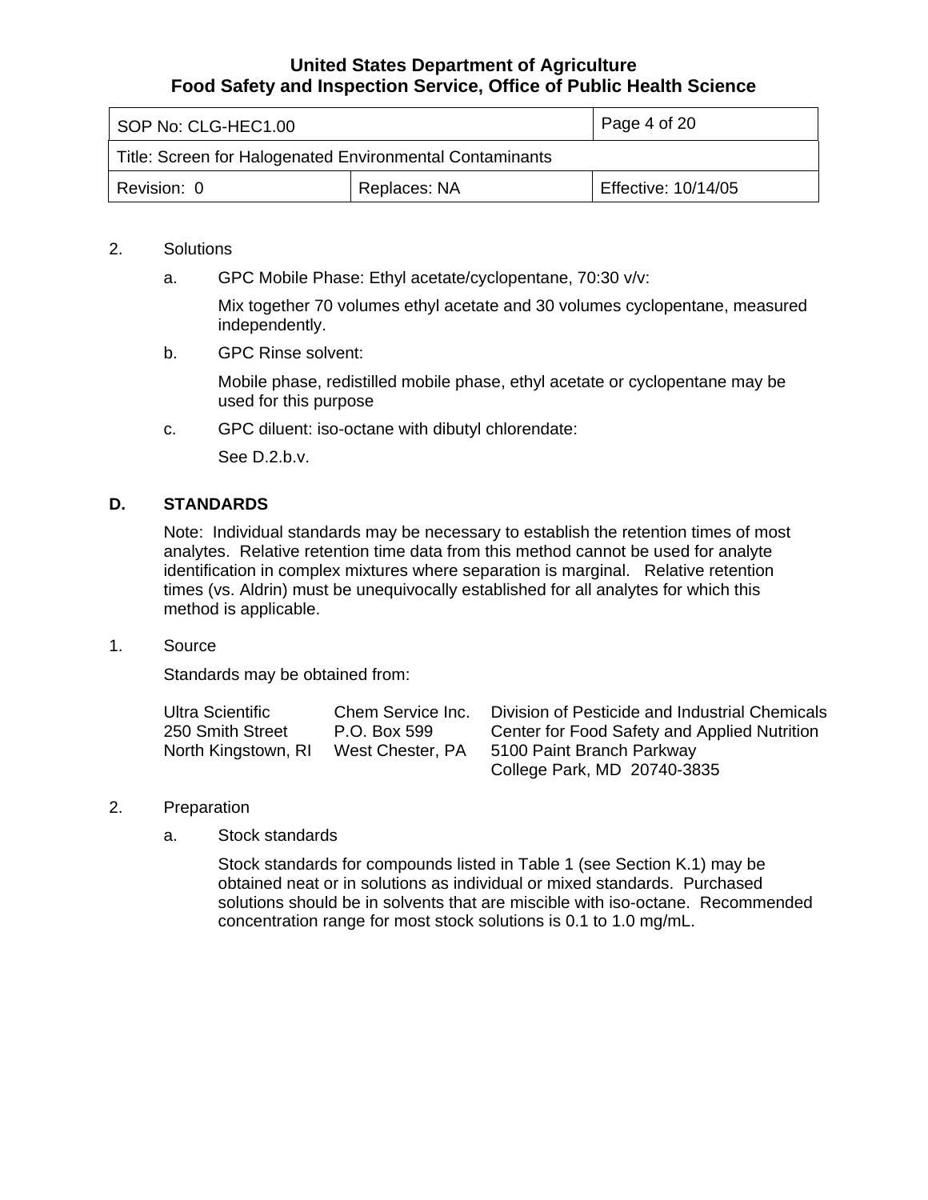2. Solutions

   a. GPC Mobile Phase: Ethyl acetate/cyclopentane, 70:30 v/v:

      Mix together 70 volumes ethyl acetate and 30 volumes cyclopentane, measured independently.

   b. GPC Rinse solvent:

      Mobile phase, redistilled mobile phase, ethyl acetate or cyclopentane may be used for this purpose

   c. GPC diluent: iso-octane with dibutyl chlorendate:

      See D.2.b.v.

## D. STANDARDS

Note: Individual standards may be necessary to establish the retention times of most analytes. Relative retention time data from this method cannot be used for analyte identification in complex mixtures where separation is marginal. Relative retention times (vs. Aldrin) must be unequivocally established for all analytes for which this method is applicable.

1. Source

   Standards may be obtained from:

   Ultra Scientific
   250 Smith Street
   North Kingstown, RI

   Chem Service Inc.
   P.O. Box 599
   West Chester, PA

   Division of Pesticide and Industrial Chemicals
   Center for Food Safety and Applied Nutrition
   5100 Paint Branch Parkway
   College Park, MD 20740-3835

2. Preparation

   a. Stock standards

      Stock standards for compounds listed in Table 1 (see Section K.1) may be obtained neat or in solutions as individual or mixed standards. Purchased solutions should be in solvents that are miscible with iso-octane. Recommended concentration range for most stock solutions is 0.1 to 1.0 mg/mL.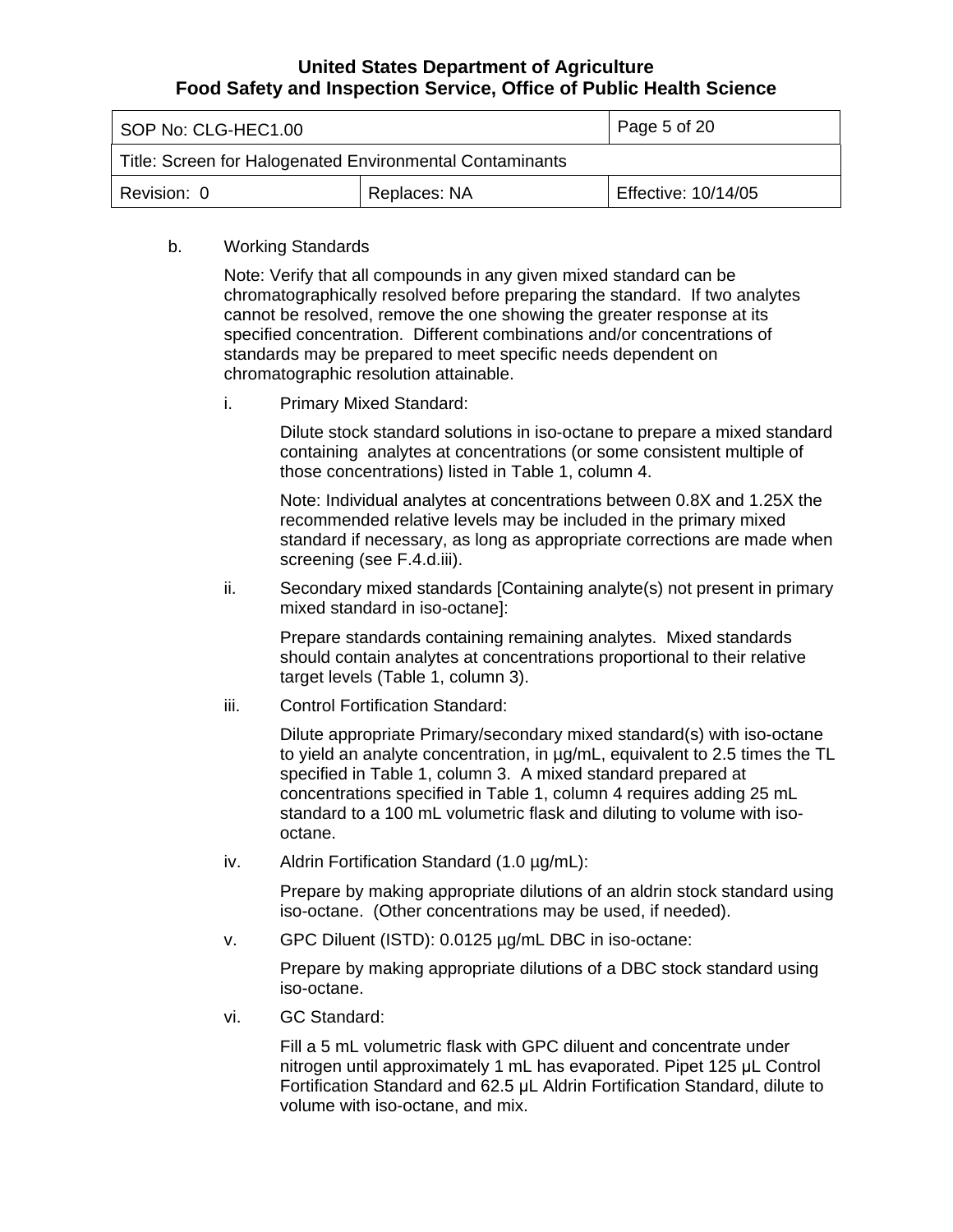b. Working Standards

Note: Verify that all compounds in any given mixed standard can be chromatographically resolved before preparing the standard. If two analytes cannot be resolved, remove the one showing the greater response at its specified concentration. Different combinations and/or concentrations of standards may be prepared to meet specific needs dependent on chromatographic resolution attainable.

i. Primary Mixed Standard:

Dilute stock standard solutions in iso-octane to prepare a mixed standard containing analytes at concentrations (or some consistent multiple of those concentrations) listed in Table 1, column 4.

Note: Individual analytes at concentrations between 0.8X and 1.25X the recommended relative levels may be included in the primary mixed standard if necessary, as long as appropriate corrections are made when screening (see F.4.d.iii).

ii. Secondary mixed standards [Containing analyte(s) not present in primary mixed standard in iso-octane]:

Prepare standards containing remaining analytes. Mixed standards should contain analytes at concentrations proportional to their relative target levels (Table 1, column 3).

iii. Control Fortification Standard:

Dilute appropriate Primary/secondary mixed standard(s) with iso-octane to yield an analyte concentration, in µg/mL, equivalent to 2.5 times the TL specified in Table 1, column 3. A mixed standard prepared at concentrations specified in Table 1, column 4 requires adding 25 mL standard to a 100 mL volumetric flask and diluting to volume with iso-octane.

iv. Aldrin Fortification Standard (1.0 µg/mL):

Prepare by making appropriate dilutions of an aldrin stock standard using iso-octane. (Other concentrations may be used, if needed).

v. GPC Diluent (ISTD): 0.0125 µg/mL DBC in iso-octane:

Prepare by making appropriate dilutions of a DBC stock standard using iso-octane.

vi. GC Standard:

Fill a 5 mL volumetric flask with GPC diluent and concentrate under nitrogen until approximately 1 mL has evaporated. Pipet 125 µL Control Fortification Standard and 62.5 µL Aldrin Fortification Standard, dilute to volume with iso-octane, and mix.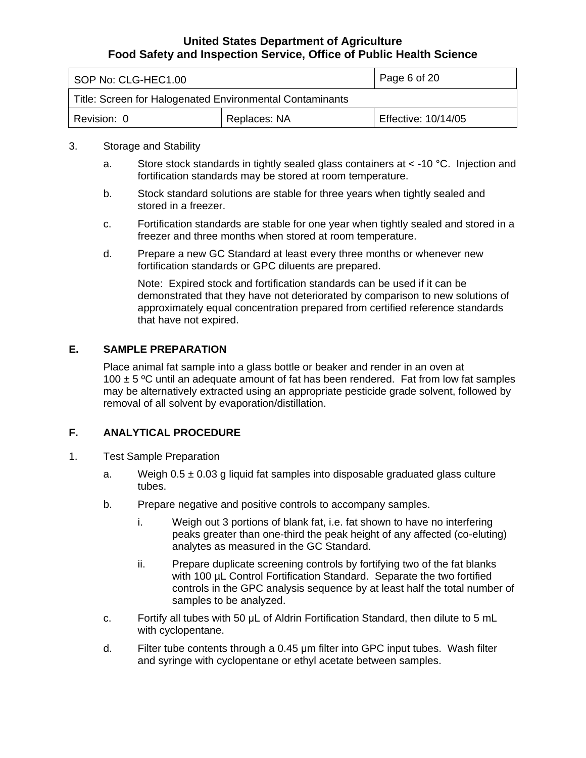3. Storage and Stability

   a. Store stock standards in tightly sealed glass containers at < -10 °C. Injection and fortification standards may be stored at room temperature.

   b. Stock standard solutions are stable for three years when tightly sealed and stored in a freezer.

   c. Fortification standards are stable for one year when tightly sealed and stored in a freezer and three months when stored at room temperature.

   d. Prepare a new GC Standard at least every three months or whenever new fortification standards or GPC diluents are prepared.

      Note: Expired stock and fortification standards can be used if it can be demonstrated that they have not deteriorated by comparison to new solutions of approximately equal concentration prepared from certified reference standards that have not expired.

## E. SAMPLE PREPARATION

Place animal fat sample into a glass bottle or beaker and render in an oven at 100 ± 5 ºC until an adequate amount of fat has been rendered. Fat from low fat samples may be alternatively extracted using an appropriate pesticide grade solvent, followed by removal of all solvent by evaporation/distillation.

## F. ANALYTICAL PROCEDURE

1. Test Sample Preparation

   a. Weigh 0.5 ± 0.03 g liquid fat samples into disposable graduated glass culture tubes.

   b. Prepare negative and positive controls to accompany samples.

      i. Weigh out 3 portions of blank fat, i.e. fat shown to have no interfering peaks greater than one-third the peak height of any affected (co-eluting) analytes as measured in the GC Standard.

      ii. Prepare duplicate screening controls by fortifying two of the fat blanks with 100 µL Control Fortification Standard. Separate the two fortified controls in the GPC analysis sequence by at least half the total number of samples to be analyzed.

   c. Fortify all tubes with 50 µL of Aldrin Fortification Standard, then dilute to 5 mL with cyclopentane.

   d. Filter tube contents through a 0.45 µm filter into GPC input tubes. Wash filter and syringe with cyclopentane or ethyl acetate between samples.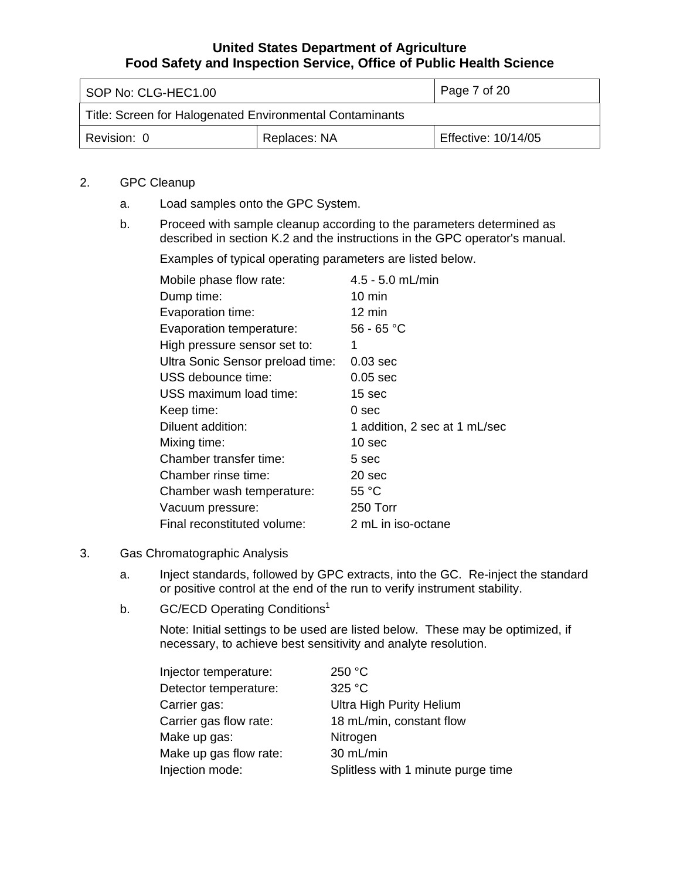2. GPC Cleanup

   a. Load samples onto the GPC System.

   b. Proceed with sample cleanup according to the parameters determined as described in section K.2 and the instructions in the GPC operator's manual.

      Examples of typical operating parameters are listed below.

| | |
|---|---|
| Mobile phase flow rate: | 4.5 - 5.0 mL/min |
| Dump time: | 10 min |
| Evaporation time: | 12 min |
| Evaporation temperature: | 56 - 65 °C |
| High pressure sensor set to: | 1 |
| Ultra Sonic Sensor preload time: | 0.03 sec |
| USS debounce time: | 0.05 sec |
| USS maximum load time: | 15 sec |
| Keep time: | 0 sec |
| Diluent addition: | 1 addition, 2 sec at 1 mL/sec |
| Mixing time: | 10 sec |
| Chamber transfer time: | 5 sec |
| Chamber rinse time: | 20 sec |
| Chamber wash temperature: | 55 °C |
| Vacuum pressure: | 250 Torr |
| Final reconstituted volume: | 2 mL in iso-octane |

3. Gas Chromatographic Analysis

   a. Inject standards, followed by GPC extracts, into the GC. Re-inject the standard or positive control at the end of the run to verify instrument stability.

   b. GC/ECD Operating Conditions[1]

      Note: Initial settings to be used are listed below. These may be optimized, if necessary, to achieve best sensitivity and analyte resolution.

| | |
|---|---|
| Injector temperature: | 250 °C |
| Detector temperature: | 325 °C |
| Carrier gas: | Ultra High Purity Helium |
| Carrier gas flow rate: | 18 mL/min, constant flow |
| Make up gas: | Nitrogen |
| Make up gas flow rate: | 30 mL/min |
| Injection mode: | Splitless with 1 minute purge time |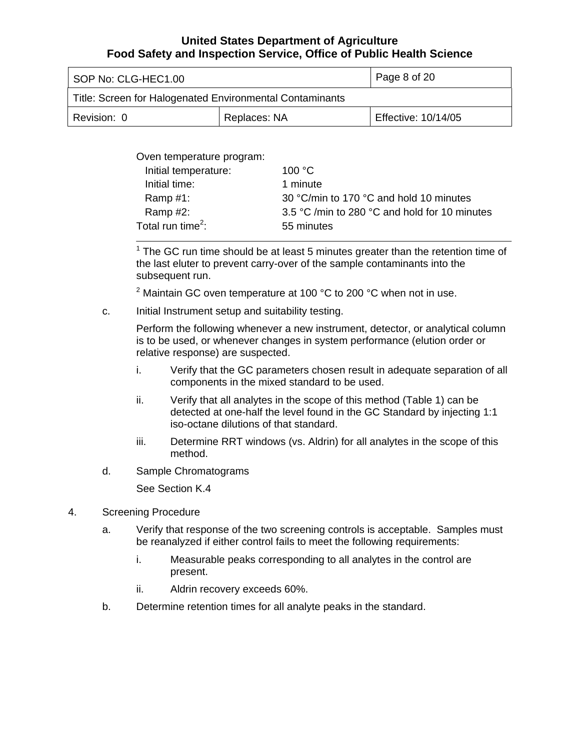Oven temperature program:

| | |
|---|---|
| Initial temperature: | 100 °C |
| Initial time: | 1 minute |
| Ramp #1: | 30 °C/min to 170 °C and hold 10 minutes |
| Ramp #2: | 3.5 °C /min to 280 °C and hold for 10 minutes |
| Total run time[2]: | 55 minutes |

---

[1] The GC run time should be at least 5 minutes greater than the retention time of the last eluter to prevent carry-over of the sample contaminants into the subsequent run.

[2] Maintain GC oven temperature at 100 °C to 200 °C when not in use.

c. Initial Instrument setup and suitability testing.

   Perform the following whenever a new instrument, detector, or analytical column is to be used, or whenever changes in system performance (elution order or relative response) are suspected.

   i. Verify that the GC parameters chosen result in adequate separation of all components in the mixed standard to be used.

   ii. Verify that all analytes in the scope of this method (Table 1) can be detected at one-half the level found in the GC Standard by injecting 1:1 iso-octane dilutions of that standard.

   iii. Determine RRT windows (vs. Aldrin) for all analytes in the scope of this method.

d. Sample Chromatograms

   See Section K.4

4. Screening Procedure

   a. Verify that response of the two screening controls is acceptable. Samples must be reanalyzed if either control fails to meet the following requirements:

      i. Measurable peaks corresponding to all analytes in the control are present.

      ii. Aldrin recovery exceeds 60%.

   b. Determine retention times for all analyte peaks in the standard.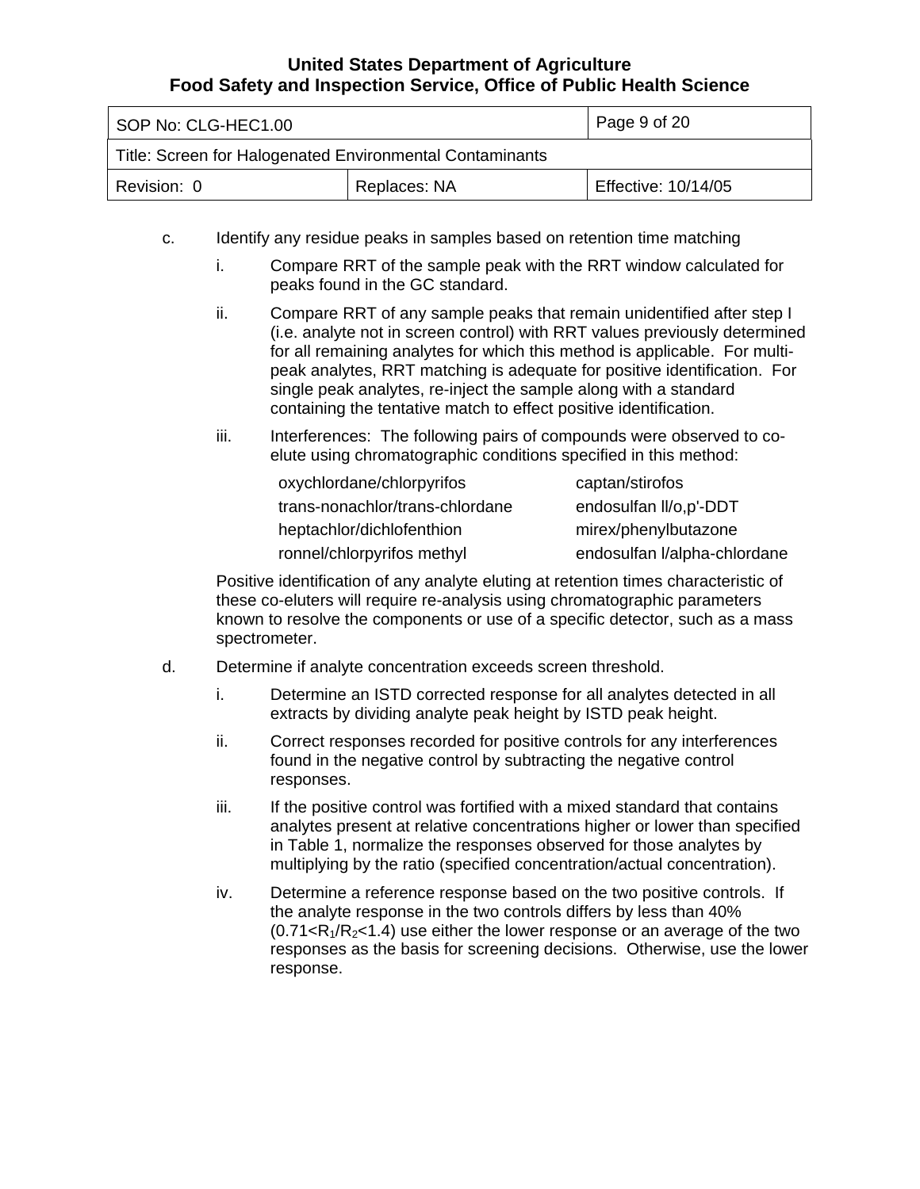c. Identify any residue peaks in samples based on retention time matching

   i. Compare RRT of the sample peak with the RRT window calculated for peaks found in the GC standard.

   ii. Compare RRT of any sample peaks that remain unidentified after step I (i.e. analyte not in screen control) with RRT values previously determined for all remaining analytes for which this method is applicable. For multi-peak analytes, RRT matching is adequate for positive identification. For single peak analytes, re-inject the sample along with a standard containing the tentative match to effect positive identification.

   iii. Interferences: The following pairs of compounds were observed to co-elute using chromatographic conditions specified in this method:

| | |
|---|---|
| oxychlordane/chlorpyrifos | captan/stirofos |
| trans-nonachlor/trans-chlordane | endosulfan ll/o,p'-DDT |
| heptachlor/dichlofenthion | mirex/phenylbutazone |
| ronnel/chlorpyrifos methyl | endosulfan l/alpha-chlordane |

   Positive identification of any analyte eluting at retention times characteristic of these co-eluters will require re-analysis using chromatographic parameters known to resolve the components or use of a specific detector, such as a mass spectrometer.

d. Determine if analyte concentration exceeds screen threshold.

   i. Determine an ISTD corrected response for all analytes detected in all extracts by dividing analyte peak height by ISTD peak height.

   ii. Correct responses recorded for positive controls for any interferences found in the negative control by subtracting the negative control responses.

   iii. If the positive control was fortified with a mixed standard that contains analytes present at relative concentrations higher or lower than specified in Table 1, normalize the responses observed for those analytes by multiplying by the ratio (specified concentration/actual concentration).

   iv. Determine a reference response based on the two positive controls. If the analyte response in the two controls differs by less than 40% ($0.71<R_1/R_2<1.4$) use either the lower response or an average of the two responses as the basis for screening decisions. Otherwise, use the lower response.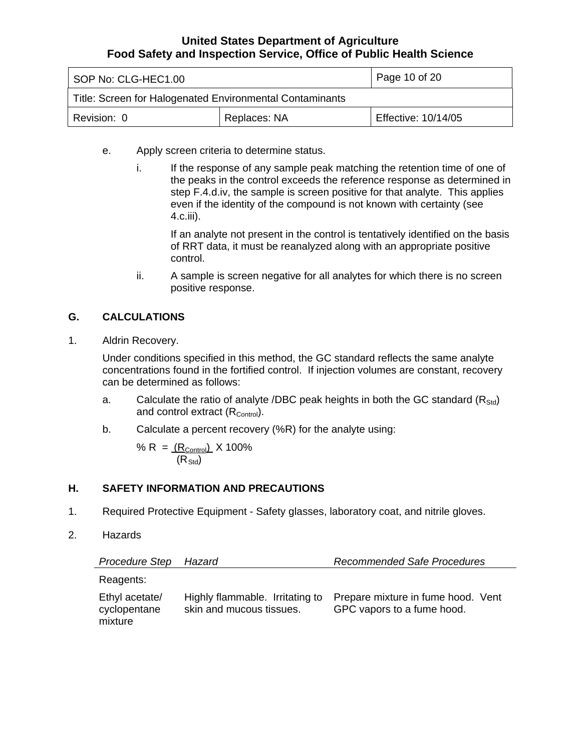e. Apply screen criteria to determine status.

   i. If the response of any sample peak matching the retention time of one of the peaks in the control exceeds the reference response as determined in step F.4.d.iv, the sample is screen positive for that analyte. This applies even if the identity of the compound is not known with certainty (see 4.c.iii).

      If an analyte not present in the control is tentatively identified on the basis of RRT data, it must be reanalyzed along with an appropriate positive control.

   ii. A sample is screen negative for all analytes for which there is no screen positive response.

## G. CALCULATIONS

1. Aldrin Recovery.

   Under conditions specified in this method, the GC standard reflects the same analyte concentrations found in the fortified control. If injection volumes are constant, recovery can be determined as follows:

   a. Calculate the ratio of analyte /DBC peak heights in both the GC standard ($R_{Std}$) and control extract ($R_{Control}$).

   b. Calculate a percent recovery (%R) for the analyte using:

$$\% R = \frac{(R_{Control})}{(R_{Std})} \times 100\%$$

## H. SAFETY INFORMATION AND PRECAUTIONS

1. Required Protective Equipment - Safety glasses, laboratory coat, and nitrile gloves.

2. Hazards

| *Procedure Step* | *Hazard* | *Recommended Safe Procedures* |
|---|---|---|
| Reagents: | | |
| Ethyl acetate/ cyclopentane mixture | Highly flammable. Irritating to skin and mucous tissues. | Prepare mixture in fume hood. Vent GPC vapors to a fume hood. |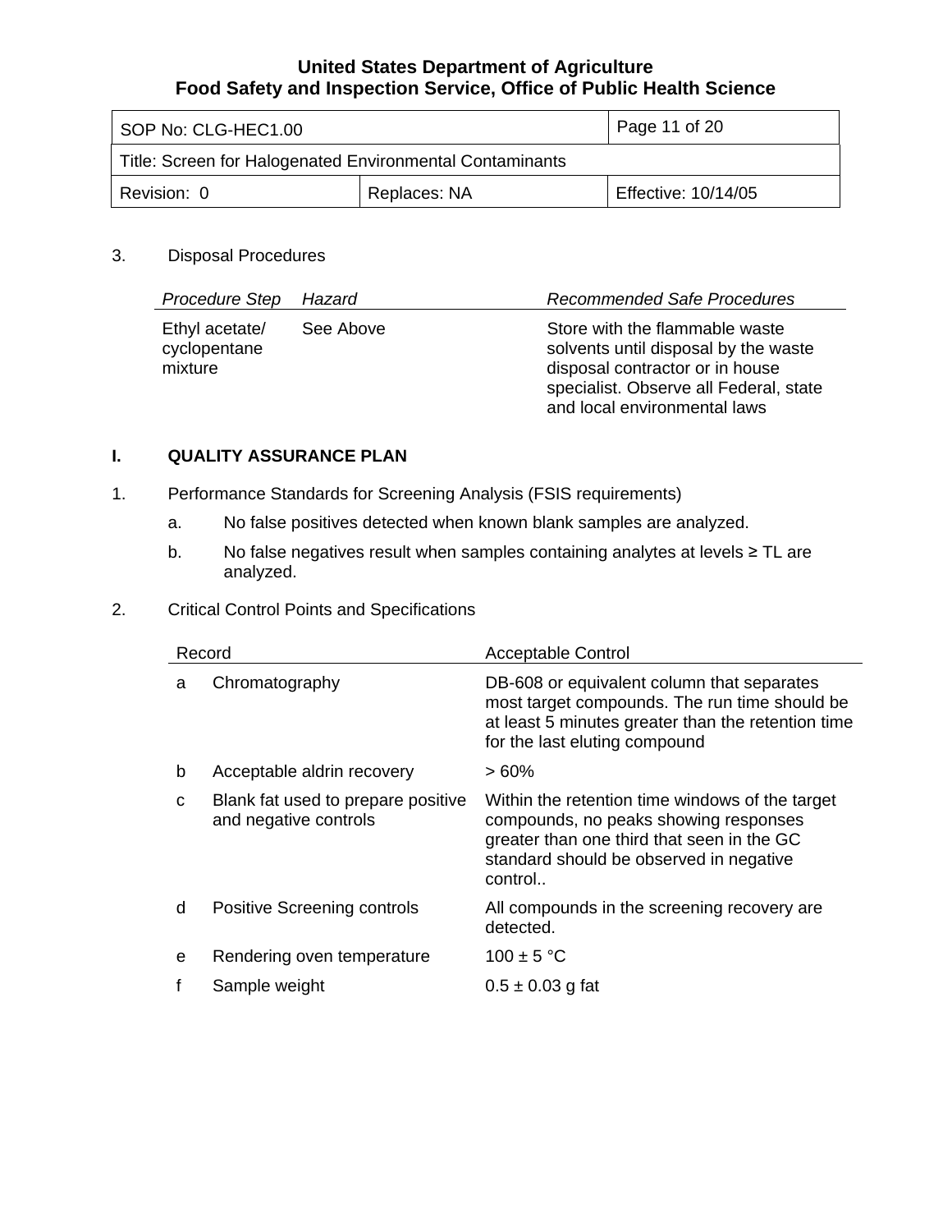3. Disposal Procedures

| *Procedure Step* | *Hazard* | *Recommended Safe Procedures* |
|---|---|---|
| Ethyl acetate/ cyclopentane mixture | See Above | Store with the flammable waste solvents until disposal by the waste disposal contractor or in house specialist. Observe all Federal, state and local environmental laws |

## I. QUALITY ASSURANCE PLAN

1. Performance Standards for Screening Analysis (FSIS requirements)

   a. No false positives detected when known blank samples are analyzed.

   b. No false negatives result when samples containing analytes at levels ≥ TL are analyzed.

2. Critical Control Points and Specifications

| | Record | Acceptable Control |
|---|---|---|
| a | Chromatography | DB-608 or equivalent column that separates most target compounds. The run time should be at least 5 minutes greater than the retention time for the last eluting compound |
| b | Acceptable aldrin recovery | > 60% |
| c | Blank fat used to prepare positive and negative controls | Within the retention time windows of the target compounds, no peaks showing responses greater than one third that seen in the GC standard should be observed in negative control.. |
| d | Positive Screening controls | All compounds in the screening recovery are detected. |
| e | Rendering oven temperature | 100 ± 5 °C |
| f | Sample weight | 0.5 ± 0.03 g fat |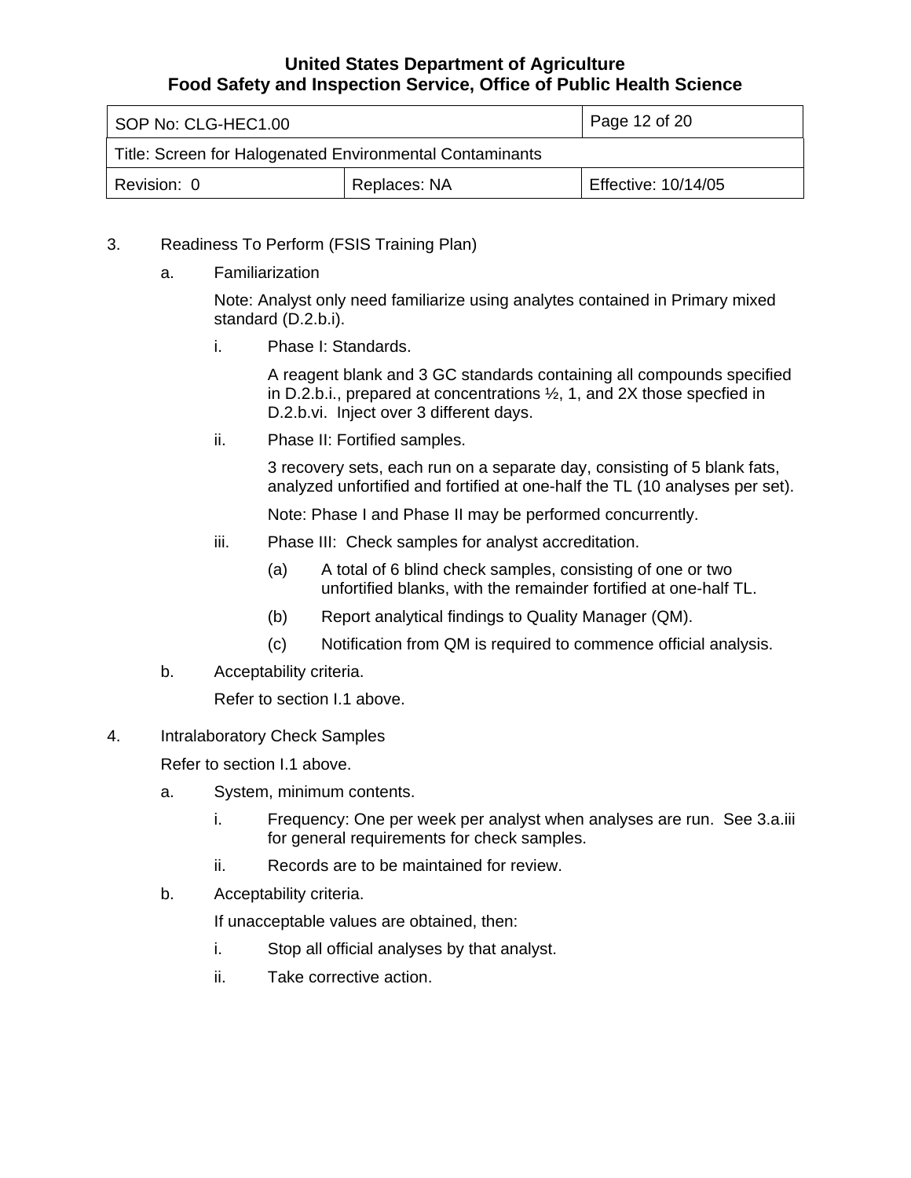3. Readiness To Perform (FSIS Training Plan)

   a. Familiarization

      Note: Analyst only need familiarize using analytes contained in Primary mixed standard (D.2.b.i).

      i. Phase I: Standards.

         A reagent blank and 3 GC standards containing all compounds specified in D.2.b.i., prepared at concentrations ½, 1, and 2X those specfied in D.2.b.vi. Inject over 3 different days.

      ii. Phase II: Fortified samples.

         3 recovery sets, each run on a separate day, consisting of 5 blank fats, analyzed unfortified and fortified at one-half the TL (10 analyses per set).

         Note: Phase I and Phase II may be performed concurrently.

      iii. Phase III: Check samples for analyst accreditation.

         (a) A total of 6 blind check samples, consisting of one or two unfortified blanks, with the remainder fortified at one-half TL.

         (b) Report analytical findings to Quality Manager (QM).

         (c) Notification from QM is required to commence official analysis.

   b. Acceptability criteria.

      Refer to section I.1 above.

4. Intralaboratory Check Samples

   Refer to section I.1 above.

   a. System, minimum contents.

      i. Frequency: One per week per analyst when analyses are run. See 3.a.iii for general requirements for check samples.

      ii. Records are to be maintained for review.

   b. Acceptability criteria.

      If unacceptable values are obtained, then:

      i. Stop all official analyses by that analyst.

      ii. Take corrective action.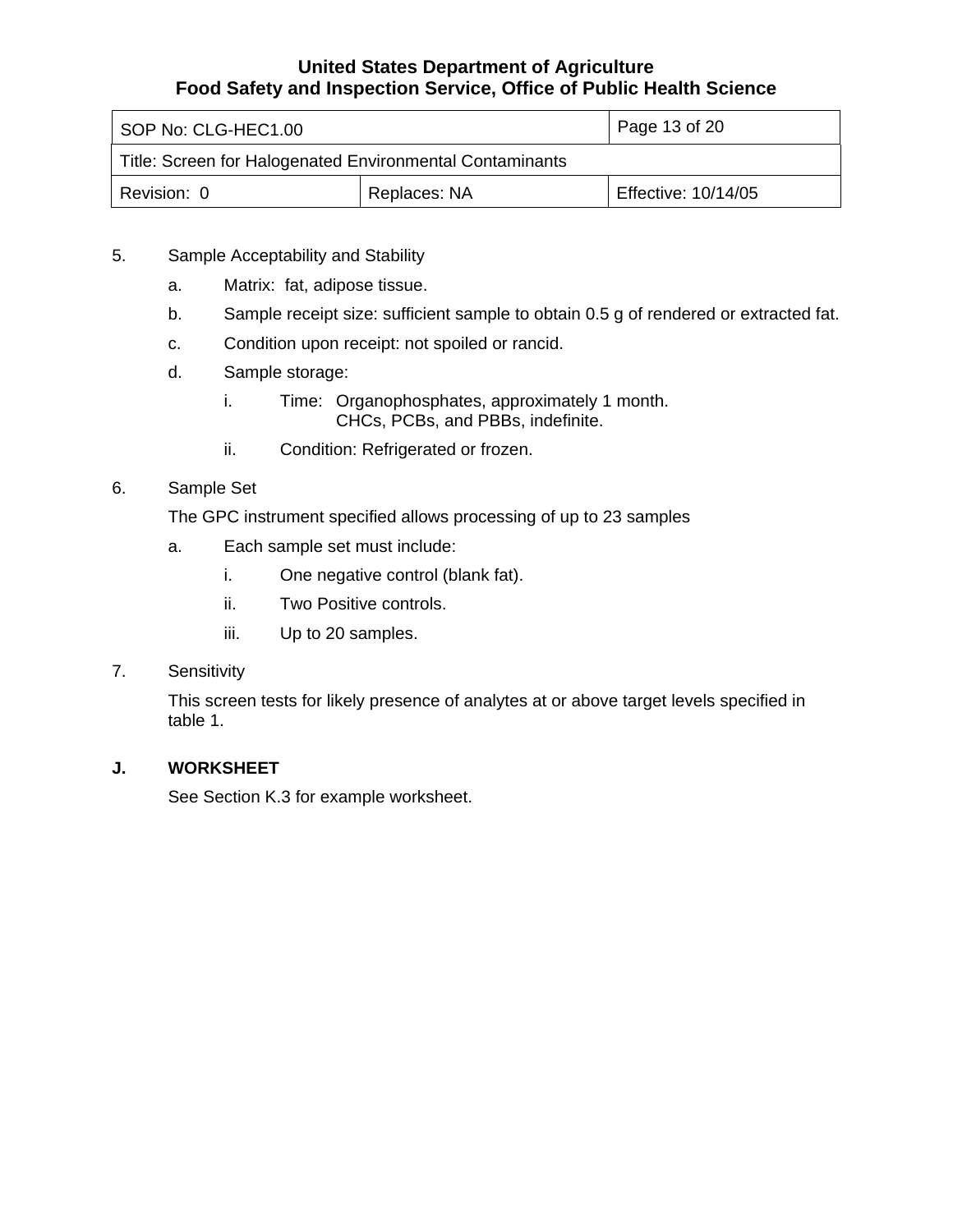5. Sample Acceptability and Stability

   a. Matrix: fat, adipose tissue.

   b. Sample receipt size: sufficient sample to obtain 0.5 g of rendered or extracted fat.

   c. Condition upon receipt: not spoiled or rancid.

   d. Sample storage:

      i. Time: Organophosphates, approximately 1 month.
         CHCs, PCBs, and PBBs, indefinite.

      ii. Condition: Refrigerated or frozen.

6. Sample Set

   The GPC instrument specified allows processing of up to 23 samples

   a. Each sample set must include:

      i. One negative control (blank fat).

      ii. Two Positive controls.

      iii. Up to 20 samples.

7. Sensitivity

   This screen tests for likely presence of analytes at or above target levels specified in table 1.

## J. WORKSHEET

See Section K.3 for example worksheet.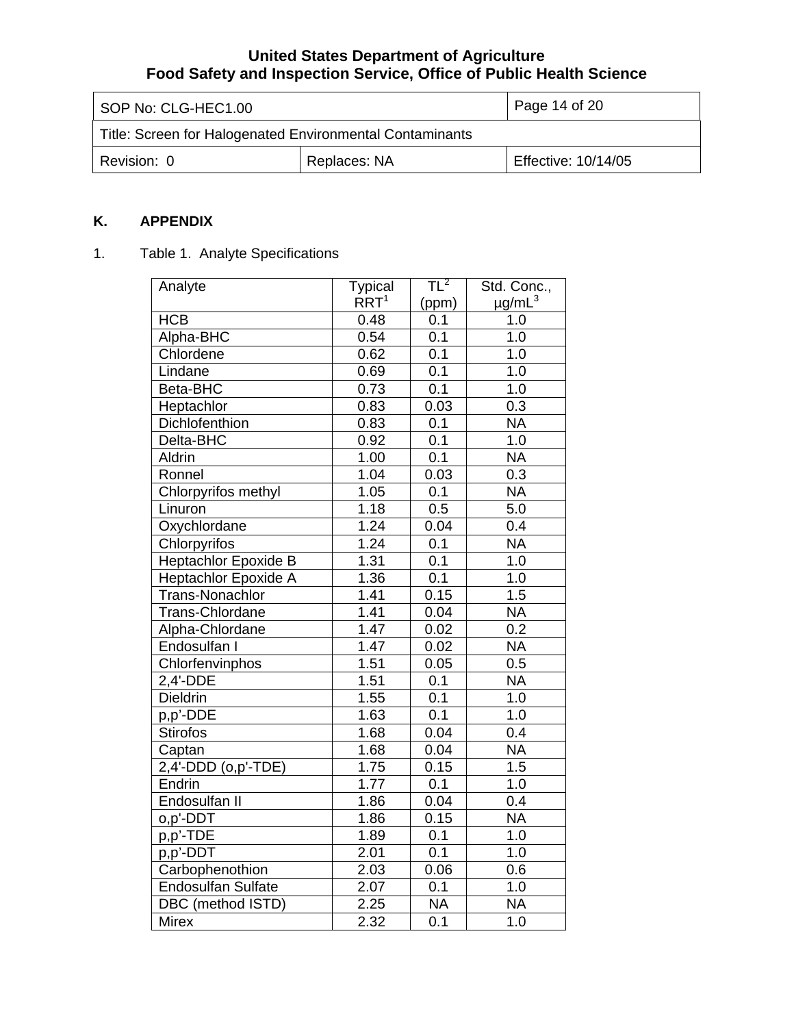## K. APPENDIX

1. Table 1. Analyte Specifications

| Analyte | Typical RRT[1] | TL[2] (ppm) | Std. Conc., µg/mL[3] |
|---|---|---|---|
| HCB | 0.48 | 0.1 | 1.0 |
| Alpha-BHC | 0.54 | 0.1 | 1.0 |
| Chlordene | 0.62 | 0.1 | 1.0 |
| Lindane | 0.69 | 0.1 | 1.0 |
| Beta-BHC | 0.73 | 0.1 | 1.0 |
| Heptachlor | 0.83 | 0.03 | 0.3 |
| Dichlofenthion | 0.83 | 0.1 | NA |
| Delta-BHC | 0.92 | 0.1 | 1.0 |
| Aldrin | 1.00 | 0.1 | NA |
| Ronnel | 1.04 | 0.03 | 0.3 |
| Chlorpyrifos methyl | 1.05 | 0.1 | NA |
| Linuron | 1.18 | 0.5 | 5.0 |
| Oxychlordane | 1.24 | 0.04 | 0.4 |
| Chlorpyrifos | 1.24 | 0.1 | NA |
| Heptachlor Epoxide B | 1.31 | 0.1 | 1.0 |
| Heptachlor Epoxide A | 1.36 | 0.1 | 1.0 |
| Trans-Nonachlor | 1.41 | 0.15 | 1.5 |
| Trans-Chlordane | 1.41 | 0.04 | NA |
| Alpha-Chlordane | 1.47 | 0.02 | 0.2 |
| Endosulfan I | 1.47 | 0.02 | NA |
| Chlorfenvinphos | 1.51 | 0.05 | 0.5 |
| 2,4'-DDE | 1.51 | 0.1 | NA |
| Dieldrin | 1.55 | 0.1 | 1.0 |
| p,p'-DDE | 1.63 | 0.1 | 1.0 |
| Stirofos | 1.68 | 0.04 | 0.4 |
| Captan | 1.68 | 0.04 | NA |
| 2,4'-DDD (o,p'-TDE) | 1.75 | 0.15 | 1.5 |
| Endrin | 1.77 | 0.1 | 1.0 |
| Endosulfan II | 1.86 | 0.04 | 0.4 |
| o,p'-DDT | 1.86 | 0.15 | NA |
| p,p'-TDE | 1.89 | 0.1 | 1.0 |
| p,p'-DDT | 2.01 | 0.1 | 1.0 |
| Carbophenothion | 2.03 | 0.06 | 0.6 |
| Endosulfan Sulfate | 2.07 | 0.1 | 1.0 |
| DBC (method ISTD) | 2.25 | NA | NA |
| Mirex | 2.32 | 0.1 | 1.0 |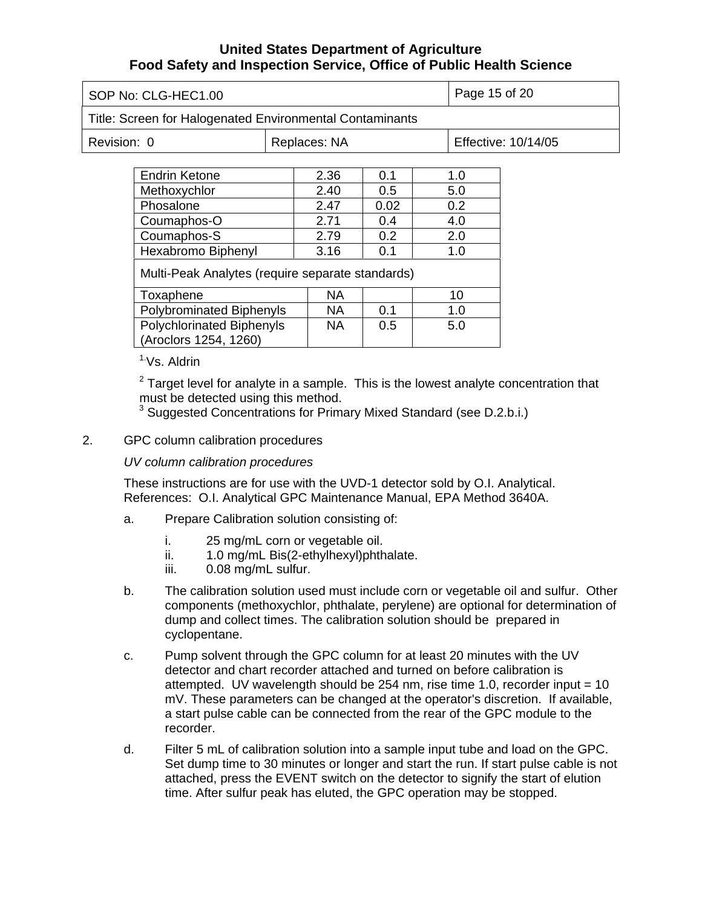| Endrin Ketone | 2.36 | 0.1 | 1.0 |
|---|---|---|---|
| Methoxychlor | 2.40 | 0.5 | 5.0 |
| Phosalone | 2.47 | 0.02 | 0.2 |
| Coumaphos-O | 2.71 | 0.4 | 4.0 |
| Coumaphos-S | 2.79 | 0.2 | 2.0 |
| Hexabromo Biphenyl | 3.16 | 0.1 | 1.0 |
| Multi-Peak Analytes (require separate standards) | | | |
| Toxaphene | NA | | 10 |
| Polybrominated Biphenyls | NA | 0.1 | 1.0 |
| Polychlorinated Biphenyls (Aroclors 1254, 1260) | NA | 0.5 | 5.0 |

[1.] Vs. Aldrin

[2] Target level for analyte in a sample. This is the lowest analyte concentration that must be detected using this method.

[3] Suggested Concentrations for Primary Mixed Standard (see D.2.b.i.)

2. GPC column calibration procedures

*UV column calibration procedures*

These instructions are for use with the UVD-1 detector sold by O.I. Analytical. References: O.I. Analytical GPC Maintenance Manual, EPA Method 3640A.

a. Prepare Calibration solution consisting of:

   i. 25 mg/mL corn or vegetable oil.
   ii. 1.0 mg/mL Bis(2-ethylhexyl)phthalate.
   iii. 0.08 mg/mL sulfur.

b. The calibration solution used must include corn or vegetable oil and sulfur. Other components (methoxychlor, phthalate, perylene) are optional for determination of dump and collect times. The calibration solution should be prepared in cyclopentane.

c. Pump solvent through the GPC column for at least 20 minutes with the UV detector and chart recorder attached and turned on before calibration is attempted. UV wavelength should be 254 nm, rise time 1.0, recorder input = 10 mV. These parameters can be changed at the operator's discretion. If available, a start pulse cable can be connected from the rear of the GPC module to the recorder.

d. Filter 5 mL of calibration solution into a sample input tube and load on the GPC. Set dump time to 30 minutes or longer and start the run. If start pulse cable is not attached, press the EVENT switch on the detector to signify the start of elution time. After sulfur peak has eluted, the GPC operation may be stopped.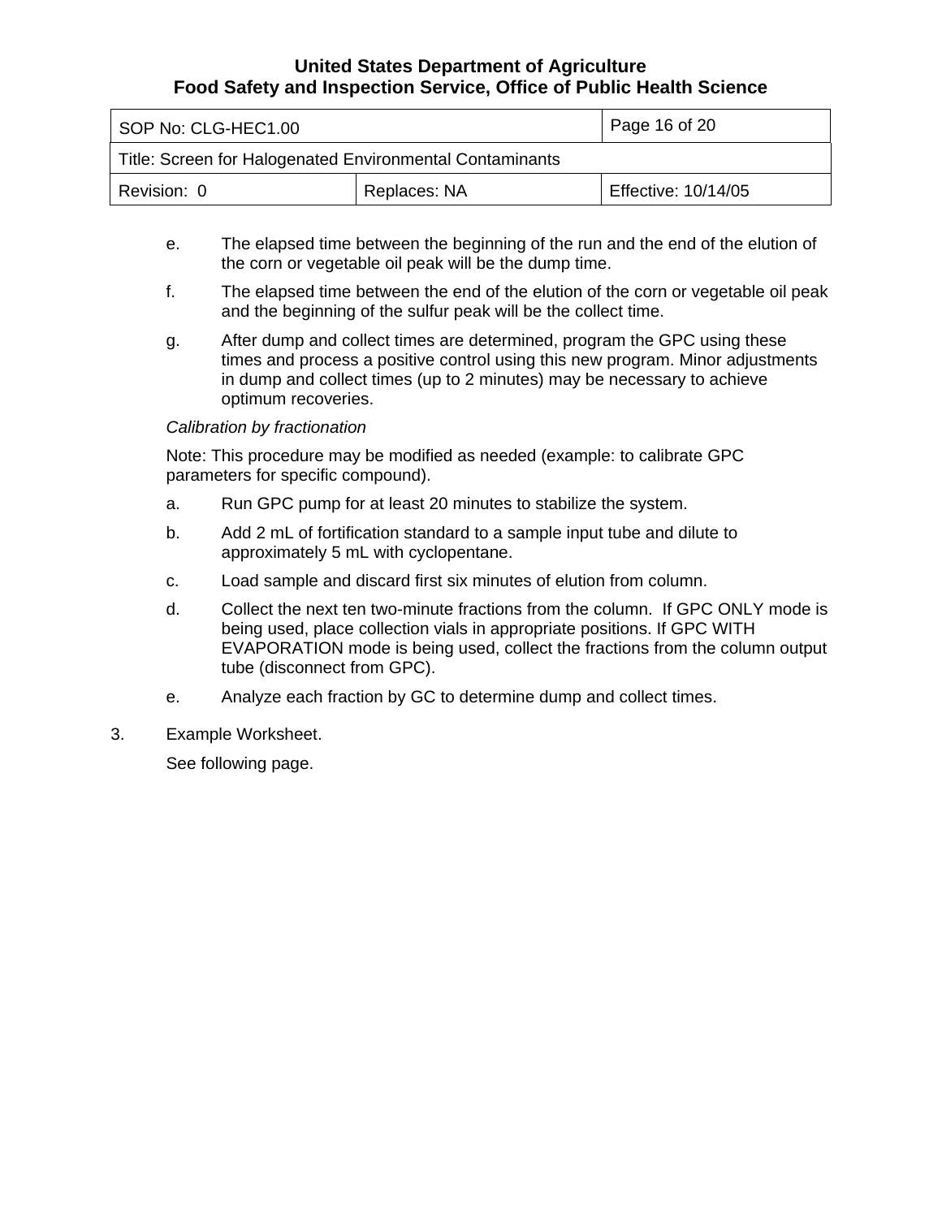e. The elapsed time between the beginning of the run and the end of the elution of the corn or vegetable oil peak will be the dump time.

f. The elapsed time between the end of the elution of the corn or vegetable oil peak and the beginning of the sulfur peak will be the collect time.

g. After dump and collect times are determined, program the GPC using these times and process a positive control using this new program. Minor adjustments in dump and collect times (up to 2 minutes) may be necessary to achieve optimum recoveries.

*Calibration by fractionation*

Note: This procedure may be modified as needed (example: to calibrate GPC parameters for specific compound).

a. Run GPC pump for at least 20 minutes to stabilize the system.

b. Add 2 mL of fortification standard to a sample input tube and dilute to approximately 5 mL with cyclopentane.

c. Load sample and discard first six minutes of elution from column.

d. Collect the next ten two-minute fractions from the column. If GPC ONLY mode is being used, place collection vials in appropriate positions. If GPC WITH EVAPORATION mode is being used, collect the fractions from the column output tube (disconnect from GPC).

e. Analyze each fraction by GC to determine dump and collect times.

3. Example Worksheet.

   See following page.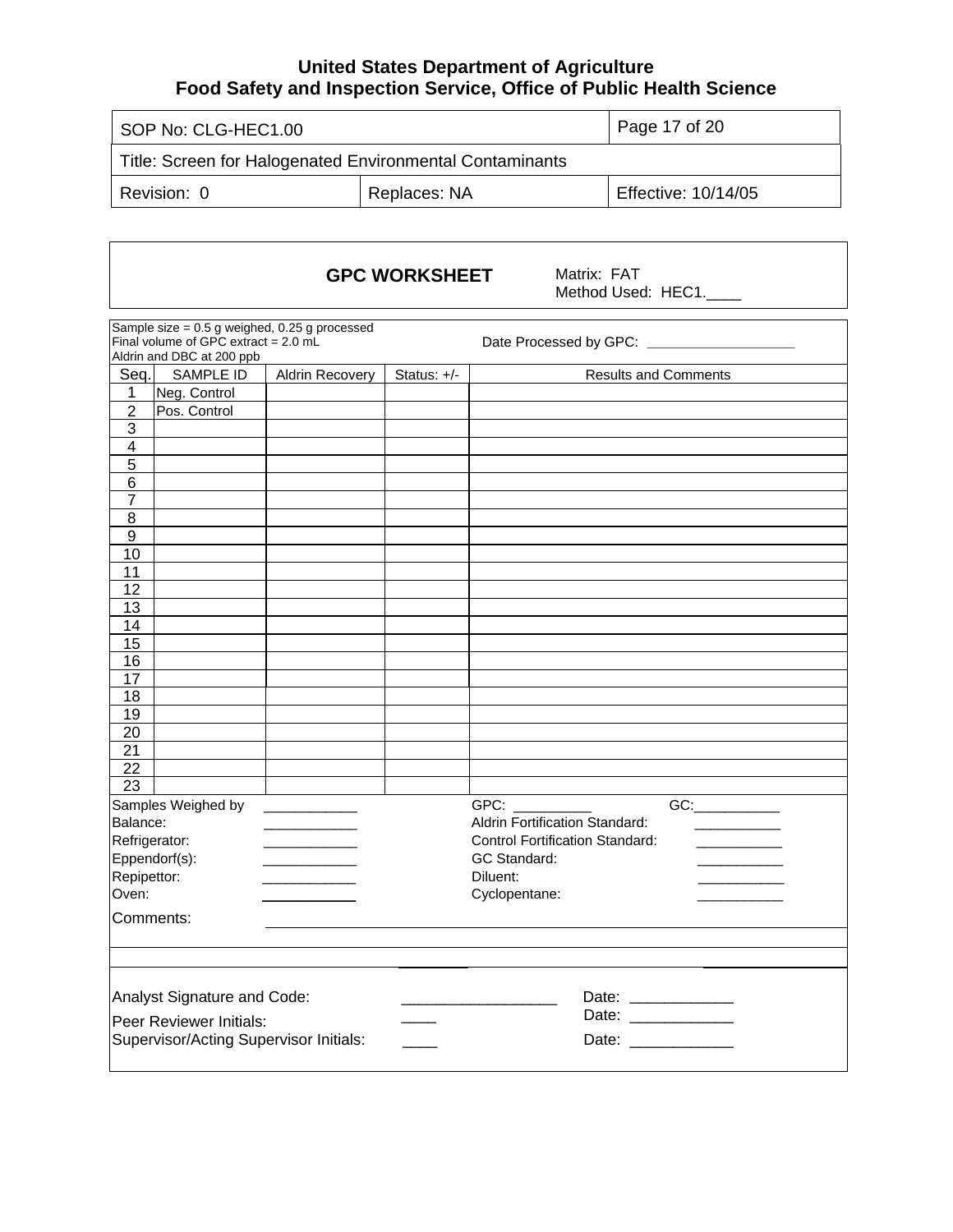## GPC WORKSHEET

Matrix: FAT
Method Used: HEC1.____

Sample size = 0.5 g weighed, 0.25 g processed
Final volume of GPC extract = 2.0 mL
Aldrin and DBC at 200 ppb

Date Processed by GPC: ___________________

| Seq. | SAMPLE ID | Aldrin Recovery | Status: +/- | Results and Comments |
|---|---|---|---|---|
| 1 | Neg. Control | | | |
| 2 | Pos. Control | | | |
| 3 | | | | |
| 4 | | | | |
| 5 | | | | |
| 6 | | | | |
| 7 | | | | |
| 8 | | | | |
| 9 | | | | |
| 10 | | | | |
| 11 | | | | |
| 12 | | | | |
| 13 | | | | |
| 14 | | | | |
| 15 | | | | |
| 16 | | | | |
| 17 | | | | |
| 18 | | | | |
| 19 | | | | |
| 20 | | | | |
| 21 | | | | |
| 22 | | | | |
| 23 | | | | |

Samples Weighed by ____________
Balance: ____________
Refrigerator: ____________
Eppendorf(s): ____________
Repipettor: ____________
Oven: ____________

GPC: __________ GC: ___________
Aldrin Fortification Standard: ___________
Control Fortification Standard: ___________
GC Standard: ___________
Diluent: ___________
Cyclopentane: ___________

Comments: ______________________________________________

Analyst Signature and Code: __________________ Date: ____________
Peer Reviewer Initials: ____ Date: ____________
Supervisor/Acting Supervisor Initials: ____ Date: ____________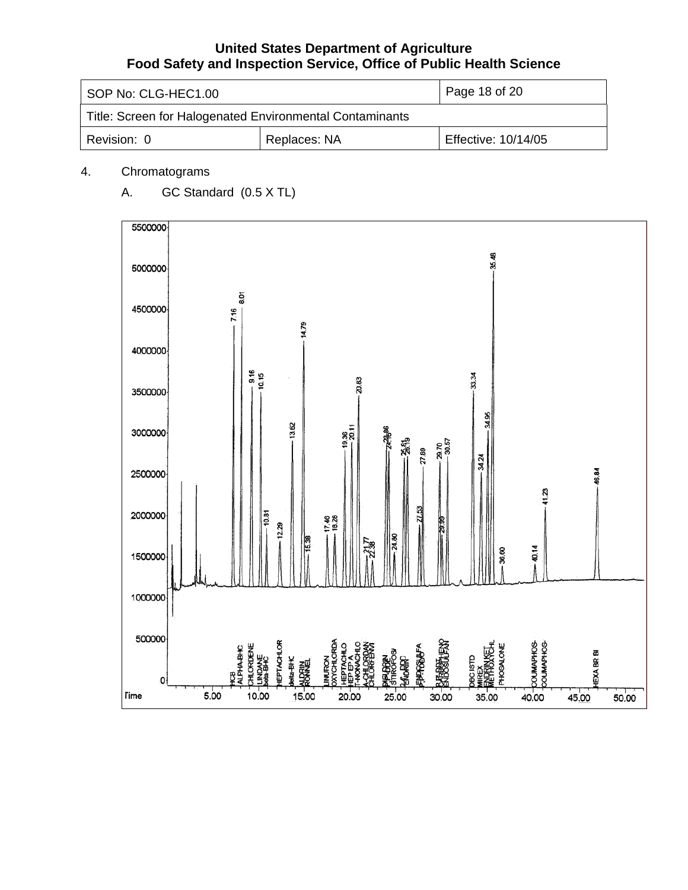4. Chromatograms

   A. GC Standard (0.5 X TL)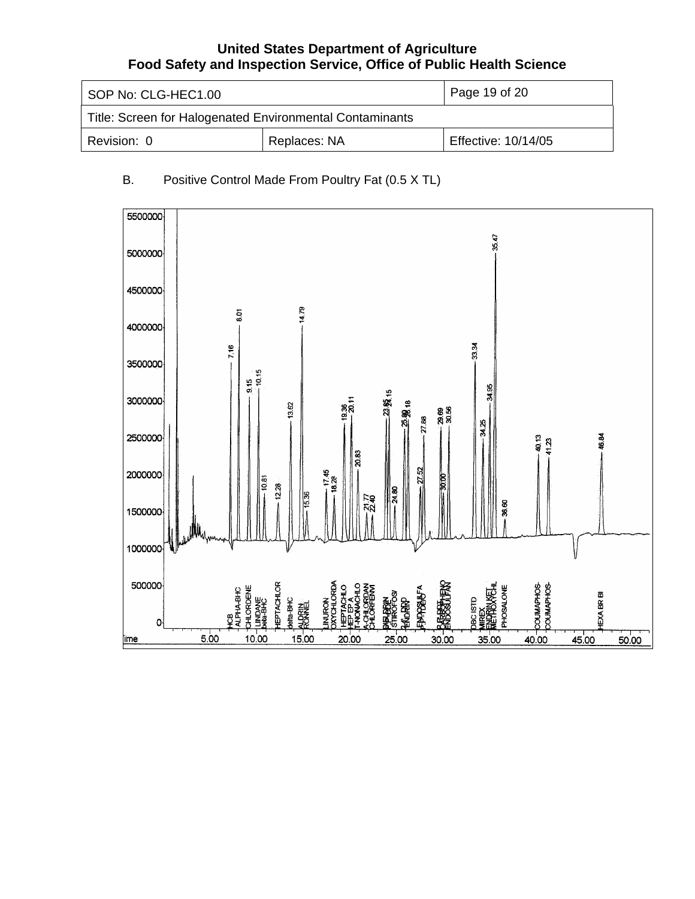B. Positive Control Made From Poultry Fat (0.5 X TL)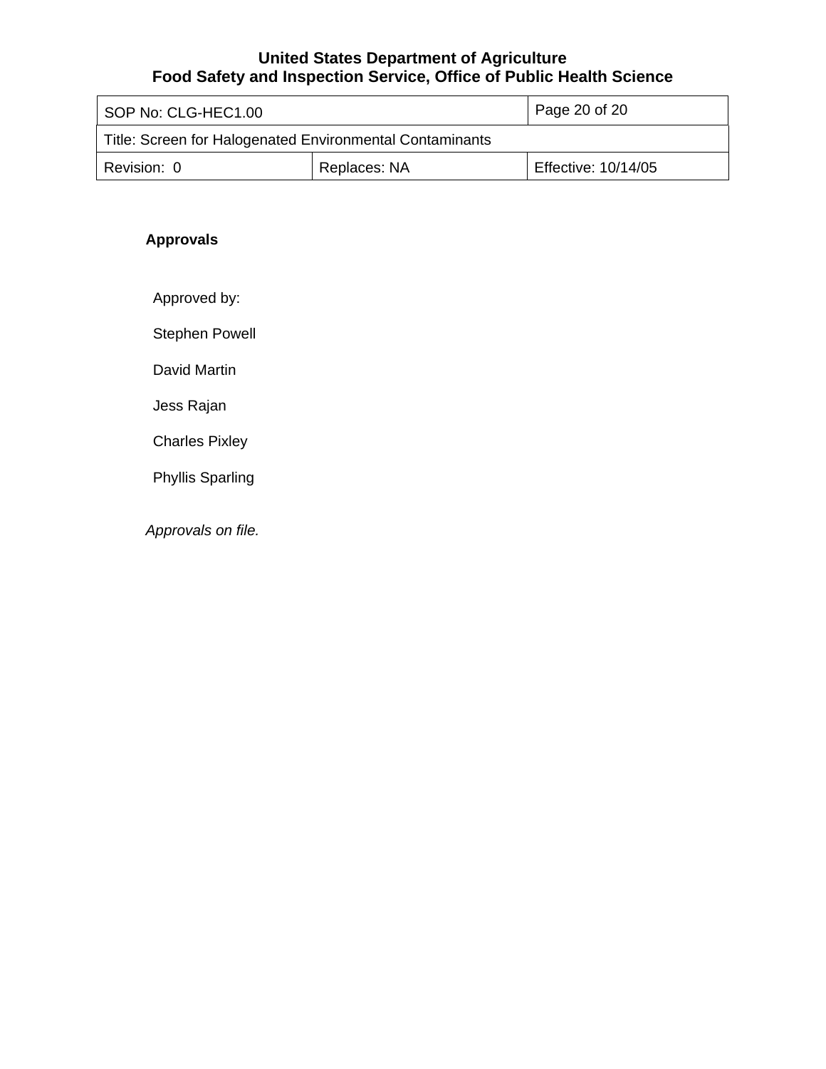**Approvals**

Approved by:

Stephen Powell

David Martin

Jess Rajan

Charles Pixley

Phyllis Sparling

*Approvals on file.*